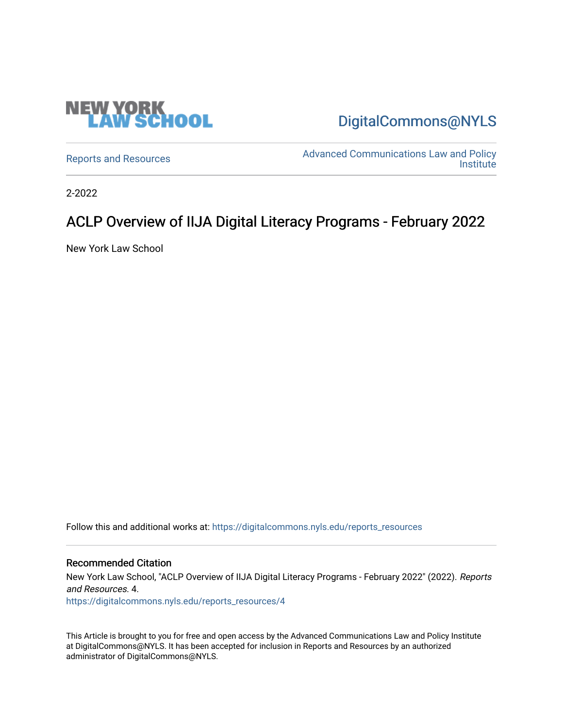NEW YORK LAW SCHOOL

DigitalCommons@NYLS

Reports and Resources

Advanced Communications Law and Policy Institute

2-2022

# ACLP Overview of IIJA Digital Literacy Programs - February 2022

New York Law School

Follow this and additional works at: https://digitalcommons.nyls.edu/reports_resources

## Recommended Citation

New York Law School, "ACLP Overview of IIJA Digital Literacy Programs - February 2022" (2022). *Reports and Resources*. 4.
https://digitalcommons.nyls.edu/reports_resources/4

This Article is brought to you for free and open access by the Advanced Communications Law and Policy Institute at DigitalCommons@NYLS. It has been accepted for inclusion in Reports and Resources by an authorized administrator of DigitalCommons@NYLS.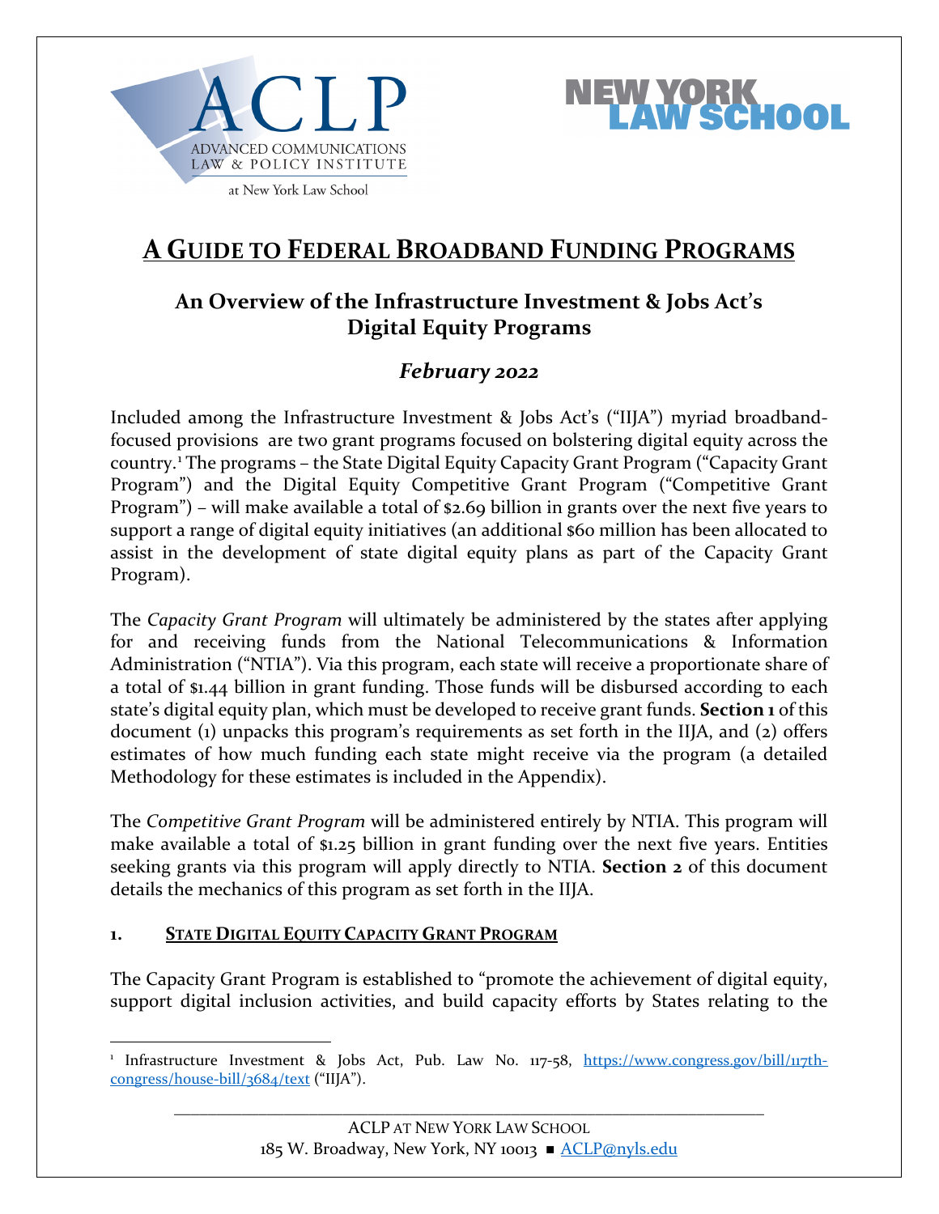# A GUIDE TO FEDERAL BROADBAND FUNDING PROGRAMS

## An Overview of the Infrastructure Investment & Jobs Act's Digital Equity Programs

### *February 2022*

Included among the Infrastructure Investment & Jobs Act's ("IIJA") myriad broadband-focused provisions are two grant programs focused on bolstering digital equity across the country.[1] The programs – the State Digital Equity Capacity Grant Program ("Capacity Grant Program") and the Digital Equity Competitive Grant Program ("Competitive Grant Program") – will make available a total of $2.69 billion in grants over the next five years to support a range of digital equity initiatives (an additional $60 million has been allocated to assist in the development of state digital equity plans as part of the Capacity Grant Program).

The *Capacity Grant Program* will ultimately be administered by the states after applying for and receiving funds from the National Telecommunications & Information Administration ("NTIA"). Via this program, each state will receive a proportionate share of a total of $1.44 billion in grant funding. Those funds will be disbursed according to each state's digital equity plan, which must be developed to receive grant funds. **Section 1** of this document (1) unpacks this program's requirements as set forth in the IIJA, and (2) offers estimates of how much funding each state might receive via the program (a detailed Methodology for these estimates is included in the Appendix).

The *Competitive Grant Program* will be administered entirely by NTIA. This program will make available a total of $1.25 billion in grant funding over the next five years. Entities seeking grants via this program will apply directly to NTIA. **Section 2** of this document details the mechanics of this program as set forth in the IIJA.

## 1. STATE DIGITAL EQUITY CAPACITY GRANT PROGRAM

The Capacity Grant Program is established to "promote the achievement of digital equity, support digital inclusion activities, and build capacity efforts by States relating to the

[1] Infrastructure Investment & Jobs Act, Pub. Law No. 117-58, https://www.congress.gov/bill/117th-congress/house-bill/3684/text ("IIJA").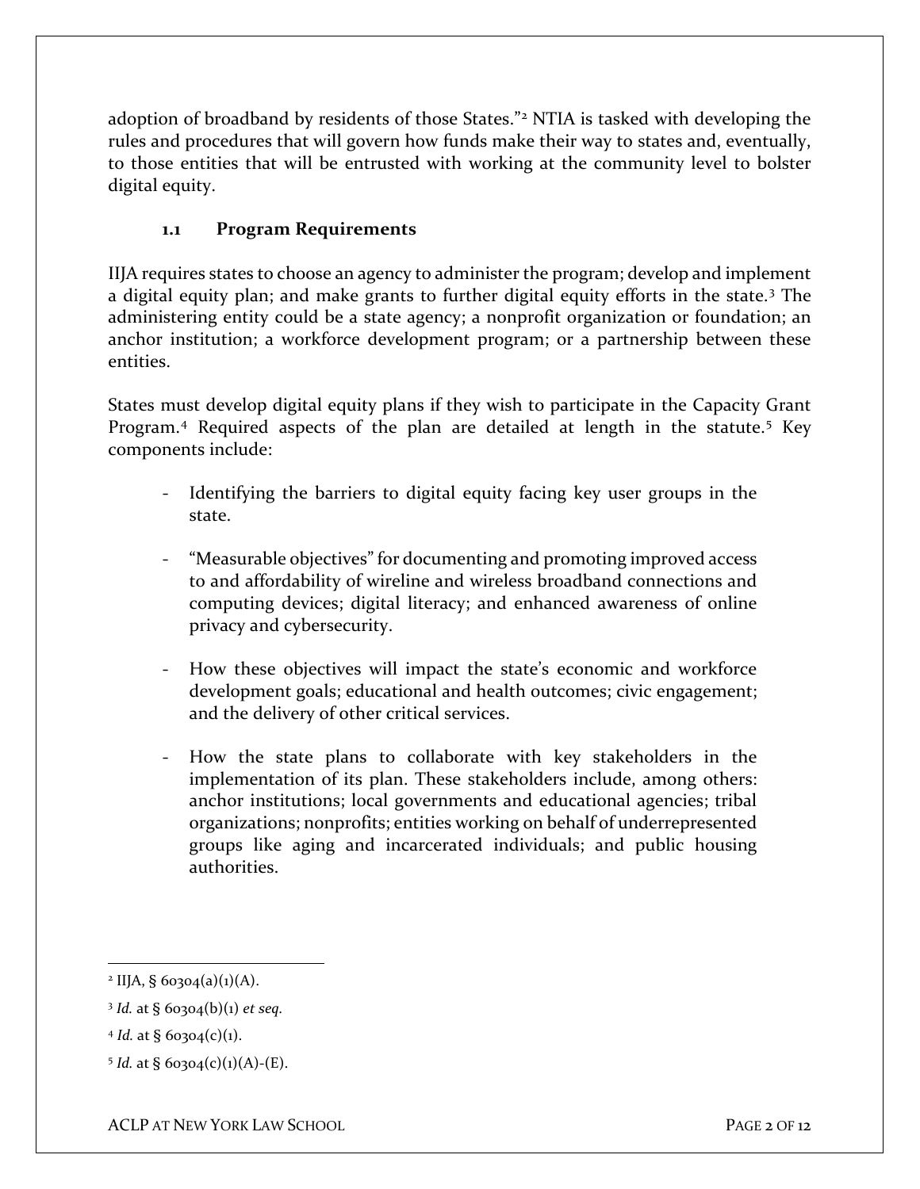adoption of broadband by residents of those States."[2] NTIA is tasked with developing the rules and procedures that will govern how funds make their way to states and, eventually, to those entities that will be entrusted with working at the community level to bolster digital equity.

### 1.1 Program Requirements

IIJA requires states to choose an agency to administer the program; develop and implement a digital equity plan; and make grants to further digital equity efforts in the state.[3] The administering entity could be a state agency; a nonprofit organization or foundation; an anchor institution; a workforce development program; or a partnership between these entities.

States must develop digital equity plans if they wish to participate in the Capacity Grant Program.[4] Required aspects of the plan are detailed at length in the statute.[5] Key components include:

- Identifying the barriers to digital equity facing key user groups in the state.
- "Measurable objectives" for documenting and promoting improved access to and affordability of wireline and wireless broadband connections and computing devices; digital literacy; and enhanced awareness of online privacy and cybersecurity.
- How these objectives will impact the state's economic and workforce development goals; educational and health outcomes; civic engagement; and the delivery of other critical services.
- How the state plans to collaborate with key stakeholders in the implementation of its plan. These stakeholders include, among others: anchor institutions; local governments and educational agencies; tribal organizations; nonprofits; entities working on behalf of underrepresented groups like aging and incarcerated individuals; and public housing authorities.

---

[2] IIJA, § 60304(a)(1)(A).

[3] *Id.* at § 60304(b)(1) *et seq.*

[4] *Id.* at § 60304(c)(1).

[5] *Id.* at § 60304(c)(1)(A)-(E).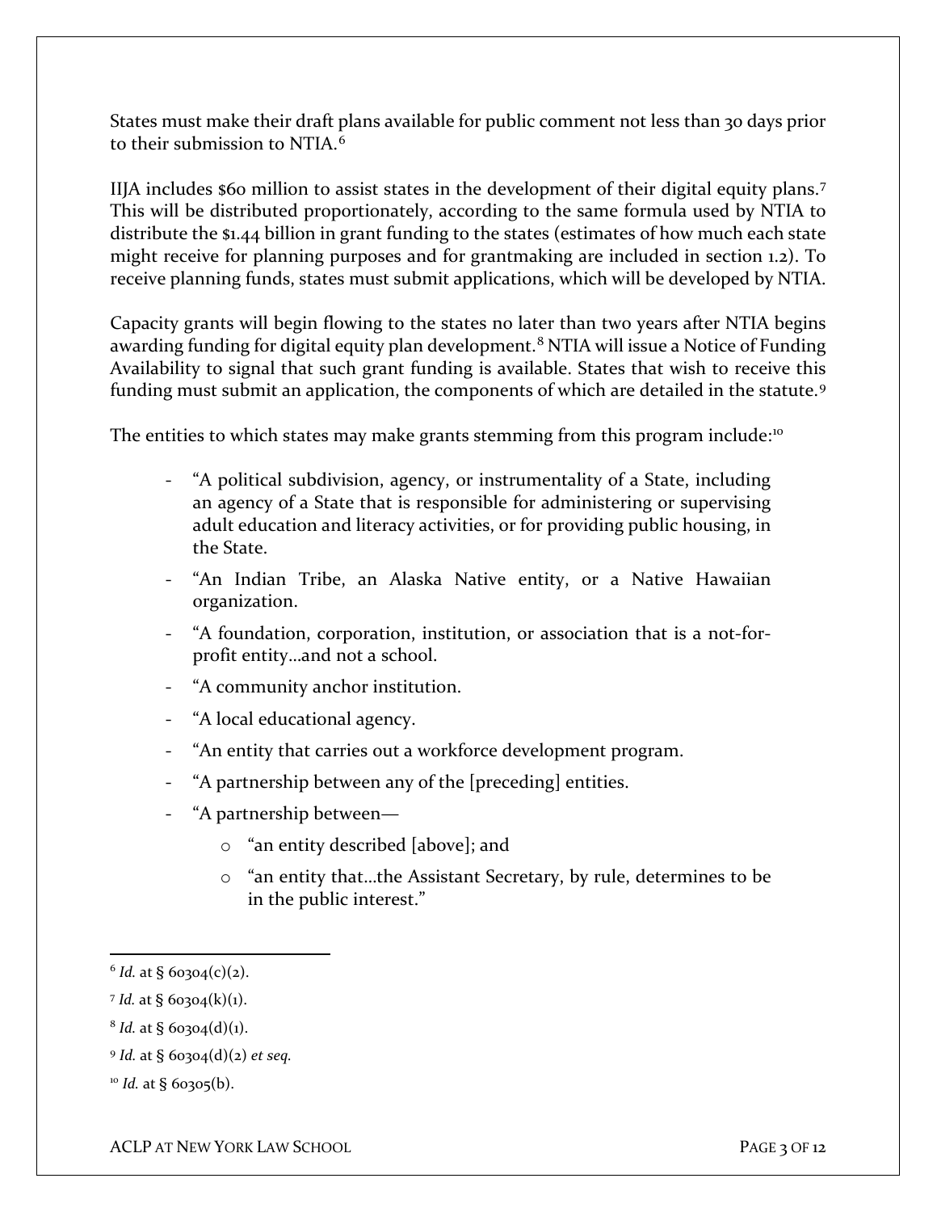States must make their draft plans available for public comment not less than 30 days prior to their submission to NTIA.[6]

IIJA includes $60 million to assist states in the development of their digital equity plans.[7] This will be distributed proportionately, according to the same formula used by NTIA to distribute the $1.44 billion in grant funding to the states (estimates of how much each state might receive for planning purposes and for grantmaking are included in section 1.2). To receive planning funds, states must submit applications, which will be developed by NTIA.

Capacity grants will begin flowing to the states no later than two years after NTIA begins awarding funding for digital equity plan development.[8] NTIA will issue a Notice of Funding Availability to signal that such grant funding is available. States that wish to receive this funding must submit an application, the components of which are detailed in the statute.[9]

The entities to which states may make grants stemming from this program include:[10]

- "A political subdivision, agency, or instrumentality of a State, including an agency of a State that is responsible for administering or supervising adult education and literacy activities, or for providing public housing, in the State.
- "An Indian Tribe, an Alaska Native entity, or a Native Hawaiian organization.
- "A foundation, corporation, institution, or association that is a not-for-profit entity…and not a school.
- "A community anchor institution.
- "A local educational agency.
- "An entity that carries out a workforce development program.
- "A partnership between any of the [preceding] entities.
- "A partnership between—
  - "an entity described [above]; and
  - "an entity that…the Assistant Secretary, by rule, determines to be in the public interest."

---

[6] *Id.* at § 60304(c)(2).

[7] *Id.* at § 60304(k)(1).

[8] *Id.* at § 60304(d)(1).

[9] *Id.* at § 60304(d)(2) *et seq.*

[10] *Id.* at § 60305(b).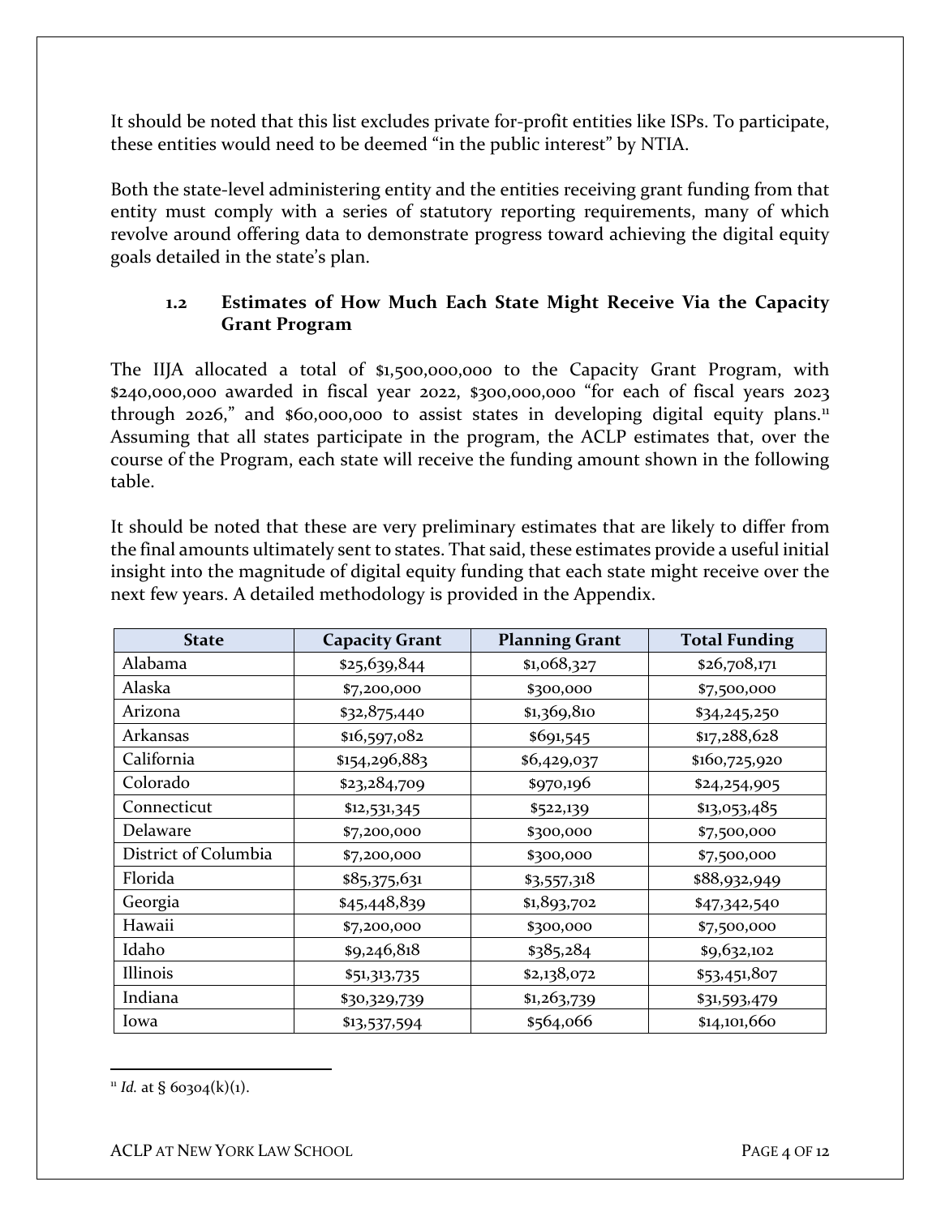It should be noted that this list excludes private for-profit entities like ISPs. To participate, these entities would need to be deemed "in the public interest" by NTIA.

Both the state-level administering entity and the entities receiving grant funding from that entity must comply with a series of statutory reporting requirements, many of which revolve around offering data to demonstrate progress toward achieving the digital equity goals detailed in the state's plan.

### 1.2 Estimates of How Much Each State Might Receive Via the Capacity Grant Program

The IIJA allocated a total of $1,500,000,000 to the Capacity Grant Program, with $240,000,000 awarded in fiscal year 2022, $300,000,000 "for each of fiscal years 2023 through 2026," and $60,000,000 to assist states in developing digital equity plans.[11] Assuming that all states participate in the program, the ACLP estimates that, over the course of the Program, each state will receive the funding amount shown in the following table.

It should be noted that these are very preliminary estimates that are likely to differ from the final amounts ultimately sent to states. That said, these estimates provide a useful initial insight into the magnitude of digital equity funding that each state might receive over the next few years. A detailed methodology is provided in the Appendix.

| State | Capacity Grant | Planning Grant | Total Funding |
|---|---|---|---|
| Alabama | $25,639,844 | $1,068,327 | $26,708,171 |
| Alaska | $7,200,000 | $300,000 | $7,500,000 |
| Arizona | $32,875,440 | $1,369,810 | $34,245,250 |
| Arkansas | $16,597,082 | $691,545 | $17,288,628 |
| California | $154,296,883 | $6,429,037 | $160,725,920 |
| Colorado | $23,284,709 | $970,196 | $24,254,905 |
| Connecticut | $12,531,345 | $522,139 | $13,053,485 |
| Delaware | $7,200,000 | $300,000 | $7,500,000 |
| District of Columbia | $7,200,000 | $300,000 | $7,500,000 |
| Florida | $85,375,631 | $3,557,318 | $88,932,949 |
| Georgia | $45,448,839 | $1,893,702 | $47,342,540 |
| Hawaii | $7,200,000 | $300,000 | $7,500,000 |
| Idaho | $9,246,818 | $385,284 | $9,632,102 |
| Illinois | $51,313,735 | $2,138,072 | $53,451,807 |
| Indiana | $30,329,739 | $1,263,739 | $31,593,479 |
| Iowa | $13,537,594 | $564,066 | $14,101,660 |

[11] *Id.* at § 60304(k)(1).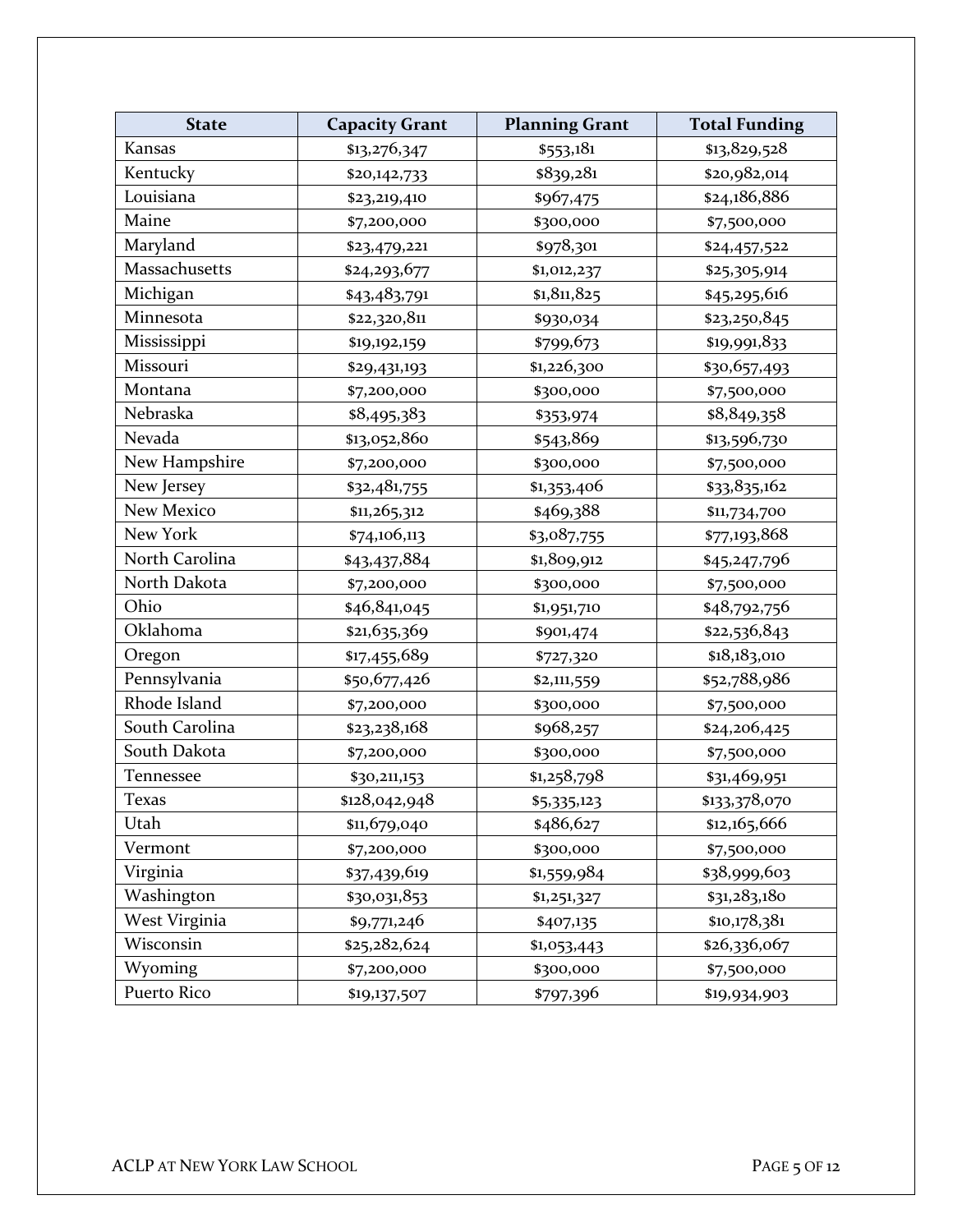| State | Capacity Grant | Planning Grant | Total Funding |
| --- | --- | --- | --- |
| Kansas | $13,276,347 | $553,181 | $13,829,528 |
| Kentucky | $20,142,733 | $839,281 | $20,982,014 |
| Louisiana | $23,219,410 | $967,475 | $24,186,886 |
| Maine | $7,200,000 | $300,000 | $7,500,000 |
| Maryland | $23,479,221 | $978,301 | $24,457,522 |
| Massachusetts | $24,293,677 | $1,012,237 | $25,305,914 |
| Michigan | $43,483,791 | $1,811,825 | $45,295,616 |
| Minnesota | $22,320,811 | $930,034 | $23,250,845 |
| Mississippi | $19,192,159 | $799,673 | $19,991,833 |
| Missouri | $29,431,193 | $1,226,300 | $30,657,493 |
| Montana | $7,200,000 | $300,000 | $7,500,000 |
| Nebraska | $8,495,383 | $353,974 | $8,849,358 |
| Nevada | $13,052,860 | $543,869 | $13,596,730 |
| New Hampshire | $7,200,000 | $300,000 | $7,500,000 |
| New Jersey | $32,481,755 | $1,353,406 | $33,835,162 |
| New Mexico | $11,265,312 | $469,388 | $11,734,700 |
| New York | $74,106,113 | $3,087,755 | $77,193,868 |
| North Carolina | $43,437,884 | $1,809,912 | $45,247,796 |
| North Dakota | $7,200,000 | $300,000 | $7,500,000 |
| Ohio | $46,841,045 | $1,951,710 | $48,792,756 |
| Oklahoma | $21,635,369 | $901,474 | $22,536,843 |
| Oregon | $17,455,689 | $727,320 | $18,183,010 |
| Pennsylvania | $50,677,426 | $2,111,559 | $52,788,986 |
| Rhode Island | $7,200,000 | $300,000 | $7,500,000 |
| South Carolina | $23,238,168 | $968,257 | $24,206,425 |
| South Dakota | $7,200,000 | $300,000 | $7,500,000 |
| Tennessee | $30,211,153 | $1,258,798 | $31,469,951 |
| Texas | $128,042,948 | $5,335,123 | $133,378,070 |
| Utah | $11,679,040 | $486,627 | $12,165,666 |
| Vermont | $7,200,000 | $300,000 | $7,500,000 |
| Virginia | $37,439,619 | $1,559,984 | $38,999,603 |
| Washington | $30,031,853 | $1,251,327 | $31,283,180 |
| West Virginia | $9,771,246 | $407,135 | $10,178,381 |
| Wisconsin | $25,282,624 | $1,053,443 | $26,336,067 |
| Wyoming | $7,200,000 | $300,000 | $7,500,000 |
| Puerto Rico | $19,137,507 | $797,396 | $19,934,903 |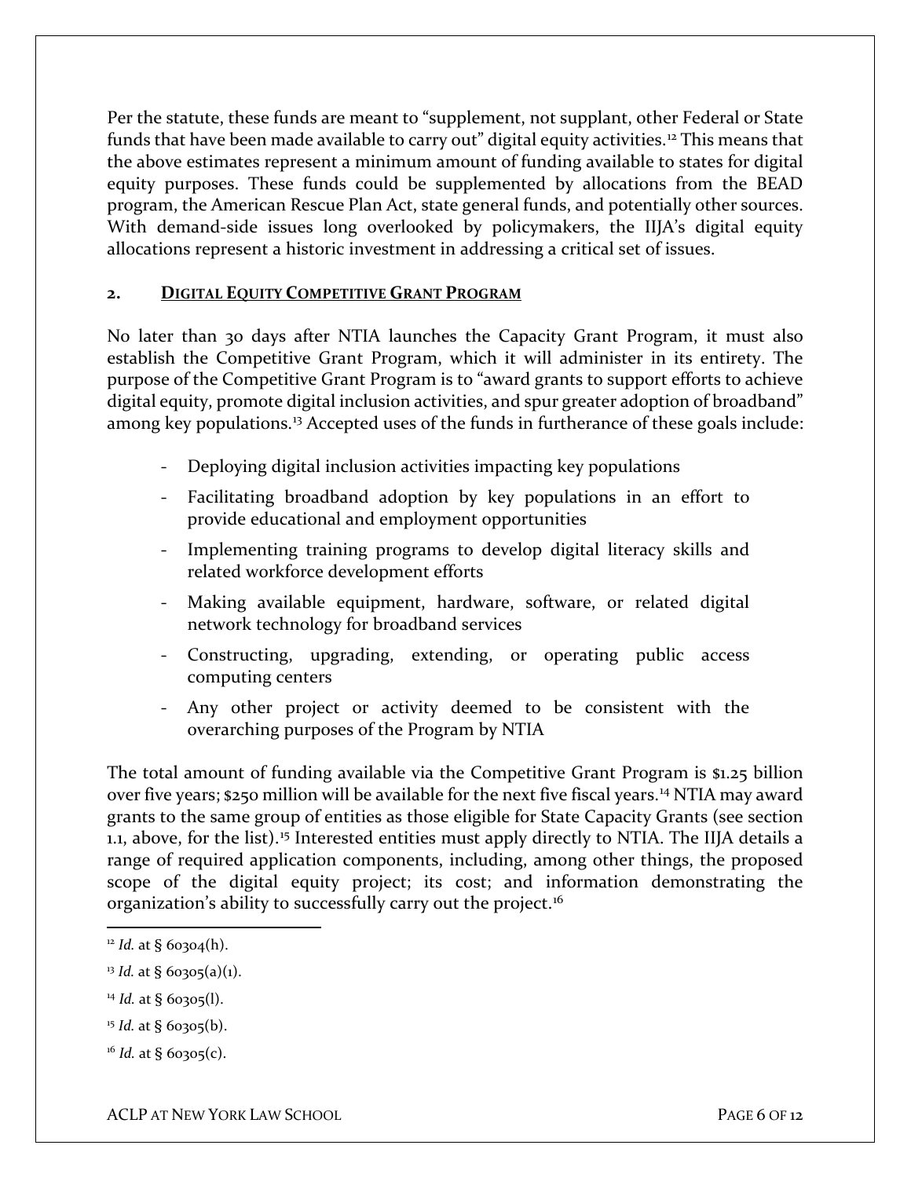Per the statute, these funds are meant to "supplement, not supplant, other Federal or State funds that have been made available to carry out" digital equity activities.[12] This means that the above estimates represent a minimum amount of funding available to states for digital equity purposes. These funds could be supplemented by allocations from the BEAD program, the American Rescue Plan Act, state general funds, and potentially other sources. With demand-side issues long overlooked by policymakers, the IIJA's digital equity allocations represent a historic investment in addressing a critical set of issues.

## 2. <u>DIGITAL EQUITY COMPETITIVE GRANT PROGRAM</u>

No later than 30 days after NTIA launches the Capacity Grant Program, it must also establish the Competitive Grant Program, which it will administer in its entirety. The purpose of the Competitive Grant Program is to "award grants to support efforts to achieve digital equity, promote digital inclusion activities, and spur greater adoption of broadband" among key populations.[13] Accepted uses of the funds in furtherance of these goals include:

- Deploying digital inclusion activities impacting key populations
- Facilitating broadband adoption by key populations in an effort to provide educational and employment opportunities
- Implementing training programs to develop digital literacy skills and related workforce development efforts
- Making available equipment, hardware, software, or related digital network technology for broadband services
- Constructing, upgrading, extending, or operating public access computing centers
- Any other project or activity deemed to be consistent with the overarching purposes of the Program by NTIA

The total amount of funding available via the Competitive Grant Program is $1.25 billion over five years; $250 million will be available for the next five fiscal years.[14] NTIA may award grants to the same group of entities as those eligible for State Capacity Grants (see section 1.1, above, for the list).[15] Interested entities must apply directly to NTIA. The IIJA details a range of required application components, including, among other things, the proposed scope of the digital equity project; its cost; and information demonstrating the organization's ability to successfully carry out the project.[16]

---

[12] *Id.* at § 60304(h).

[13] *Id.* at § 60305(a)(1).

[14] *Id.* at § 60305(l).

[15] *Id.* at § 60305(b).

[16] *Id.* at § 60305(c).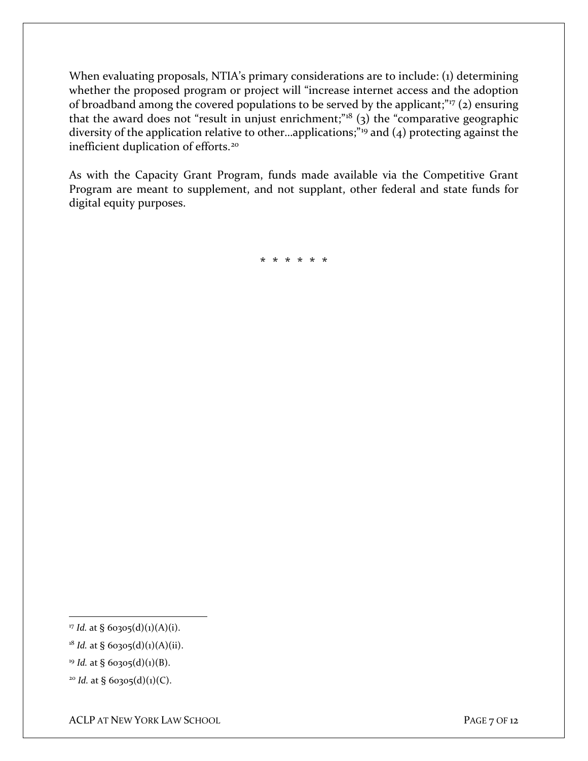When evaluating proposals, NTIA's primary considerations are to include: (1) determining whether the proposed program or project will "increase internet access and the adoption of broadband among the covered populations to be served by the applicant;"[17] (2) ensuring that the award does not "result in unjust enrichment;"[18] (3) the "comparative geographic diversity of the application relative to other…applications;"[19] and (4) protecting against the inefficient duplication of efforts.[20]

As with the Capacity Grant Program, funds made available via the Competitive Grant Program are meant to supplement, and not supplant, other federal and state funds for digital equity purposes.

\* \* \* \* \* \*

---

[17] *Id.* at § 60305(d)(1)(A)(i).

[18] *Id.* at § 60305(d)(1)(A)(ii).

[19] *Id.* at § 60305(d)(1)(B).

[20] *Id.* at § 60305(d)(1)(C).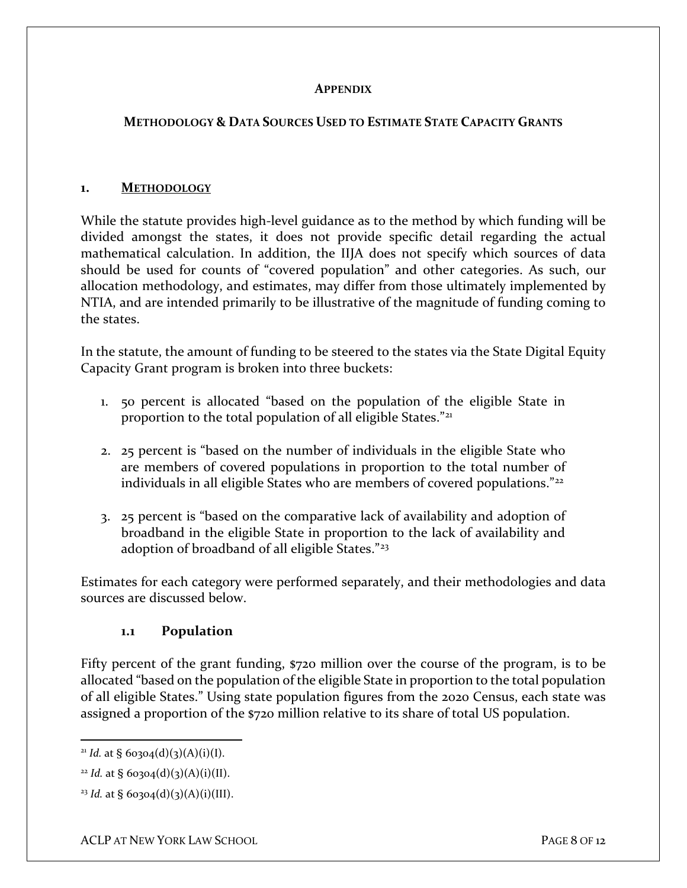**APPENDIX**

**METHODOLOGY & DATA SOURCES USED TO ESTIMATE STATE CAPACITY GRANTS**

## 1. METHODOLOGY

While the statute provides high-level guidance as to the method by which funding will be divided amongst the states, it does not provide specific detail regarding the actual mathematical calculation. In addition, the IIJA does not specify which sources of data should be used for counts of "covered population" and other categories. As such, our allocation methodology, and estimates, may differ from those ultimately implemented by NTIA, and are intended primarily to be illustrative of the magnitude of funding coming to the states.

In the statute, the amount of funding to be steered to the states via the State Digital Equity Capacity Grant program is broken into three buckets:

1. 50 percent is allocated "based on the population of the eligible State in proportion to the total population of all eligible States."[21]

2. 25 percent is "based on the number of individuals in the eligible State who are members of covered populations in proportion to the total number of individuals in all eligible States who are members of covered populations."[22]

3. 25 percent is "based on the comparative lack of availability and adoption of broadband in the eligible State in proportion to the lack of availability and adoption of broadband of all eligible States."[23]

Estimates for each category were performed separately, and their methodologies and data sources are discussed below.

### 1.1 Population

Fifty percent of the grant funding, $720 million over the course of the program, is to be allocated "based on the population of the eligible State in proportion to the total population of all eligible States." Using state population figures from the 2020 Census, each state was assigned a proportion of the $720 million relative to its share of total US population.

---

[21] *Id.* at § 60304(d)(3)(A)(i)(I).

[22] *Id.* at § 60304(d)(3)(A)(i)(II).

[23] *Id.* at § 60304(d)(3)(A)(i)(III).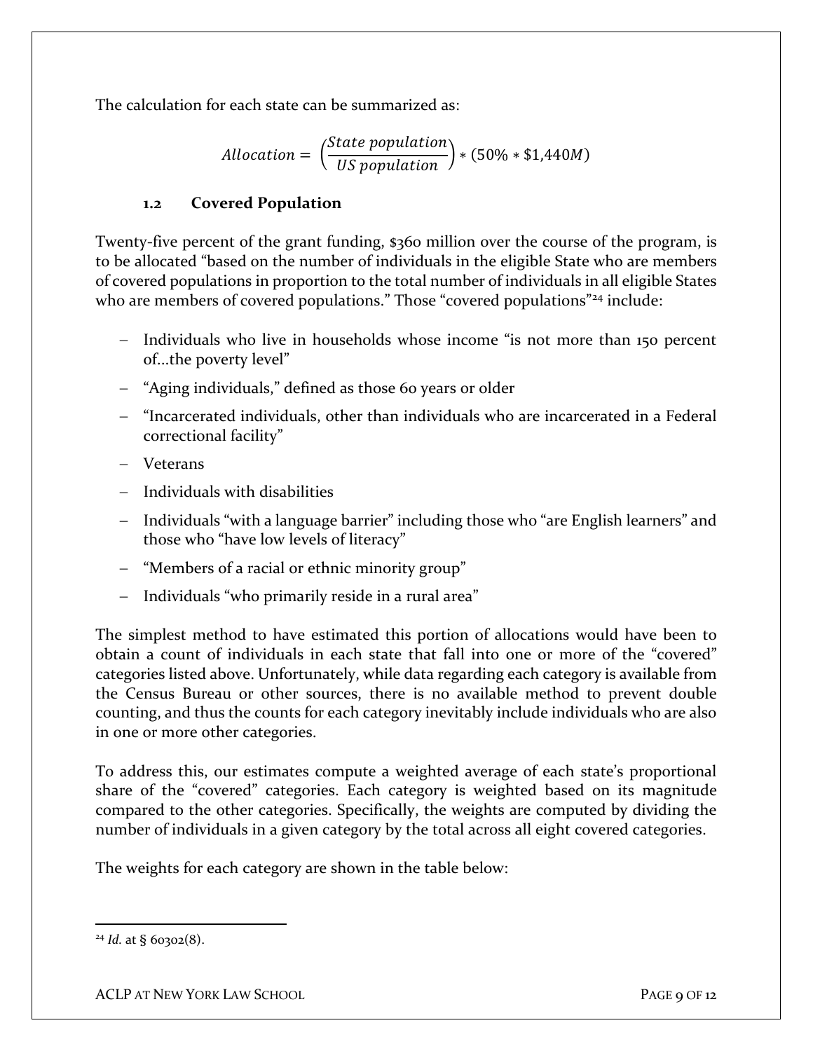The calculation for each state can be summarized as:

$$Allocation = \left(\frac{State\ population}{US\ population}\right) * (50\% * \$1{,}440M)$$

### 1.2 Covered Population

Twenty-five percent of the grant funding, $360 million over the course of the program, is to be allocated "based on the number of individuals in the eligible State who are members of covered populations in proportion to the total number of individuals in all eligible States who are members of covered populations." Those "covered populations"[24] include:

- Individuals who live in households whose income "is not more than 150 percent of…the poverty level"
- "Aging individuals," defined as those 60 years or older
- "Incarcerated individuals, other than individuals who are incarcerated in a Federal correctional facility"
- Veterans
- Individuals with disabilities
- Individuals "with a language barrier" including those who "are English learners" and those who "have low levels of literacy"
- "Members of a racial or ethnic minority group"
- Individuals "who primarily reside in a rural area"

The simplest method to have estimated this portion of allocations would have been to obtain a count of individuals in each state that fall into one or more of the "covered" categories listed above. Unfortunately, while data regarding each category is available from the Census Bureau or other sources, there is no available method to prevent double counting, and thus the counts for each category inevitably include individuals who are also in one or more other categories.

To address this, our estimates compute a weighted average of each state's proportional share of the "covered" categories. Each category is weighted based on its magnitude compared to the other categories. Specifically, the weights are computed by dividing the number of individuals in a given category by the total across all eight covered categories.

The weights for each category are shown in the table below:

---

[24] *Id.* at § 60302(8).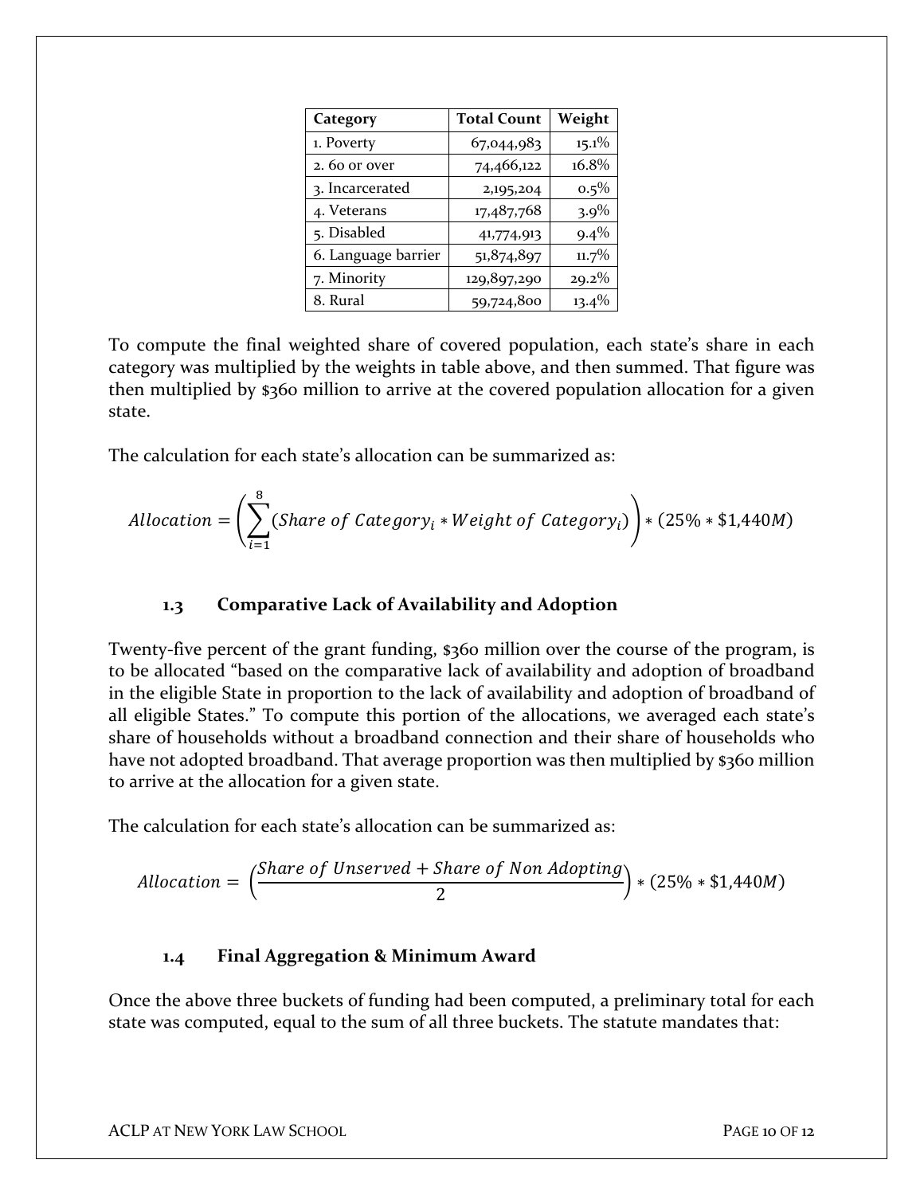| Category | Total Count | Weight |
|---|---|---|
| 1. Poverty | 67,044,983 | 15.1% |
| 2. 60 or over | 74,466,122 | 16.8% |
| 3. Incarcerated | 2,195,204 | 0.5% |
| 4. Veterans | 17,487,768 | 3.9% |
| 5. Disabled | 41,774,913 | 9.4% |
| 6. Language barrier | 51,874,897 | 11.7% |
| 7. Minority | 129,897,290 | 29.2% |
| 8. Rural | 59,724,800 | 13.4% |

To compute the final weighted share of covered population, each state's share in each category was multiplied by the weights in table above, and then summed. That figure was then multiplied by $360 million to arrive at the covered population allocation for a given state.

The calculation for each state's allocation can be summarized as:

$$Allocation = \left( \sum_{i=1}^{8} (Share\ of\ Category_i * Weight\ of\ Category_i) \right) * (25\% * \$1{,}440M)$$

### 1.3 Comparative Lack of Availability and Adoption

Twenty-five percent of the grant funding, $360 million over the course of the program, is to be allocated "based on the comparative lack of availability and adoption of broadband in the eligible State in proportion to the lack of availability and adoption of broadband of all eligible States." To compute this portion of the allocations, we averaged each state's share of households without a broadband connection and their share of households who have not adopted broadband. That average proportion was then multiplied by $360 million to arrive at the allocation for a given state.

The calculation for each state's allocation can be summarized as:

$$Allocation = \left( \frac{Share\ of\ Unserved + Share\ of\ Non\ Adopting}{2} \right) * (25\% * \$1{,}440M)$$

### 1.4 Final Aggregation & Minimum Award

Once the above three buckets of funding had been computed, a preliminary total for each state was computed, equal to the sum of all three buckets. The statute mandates that: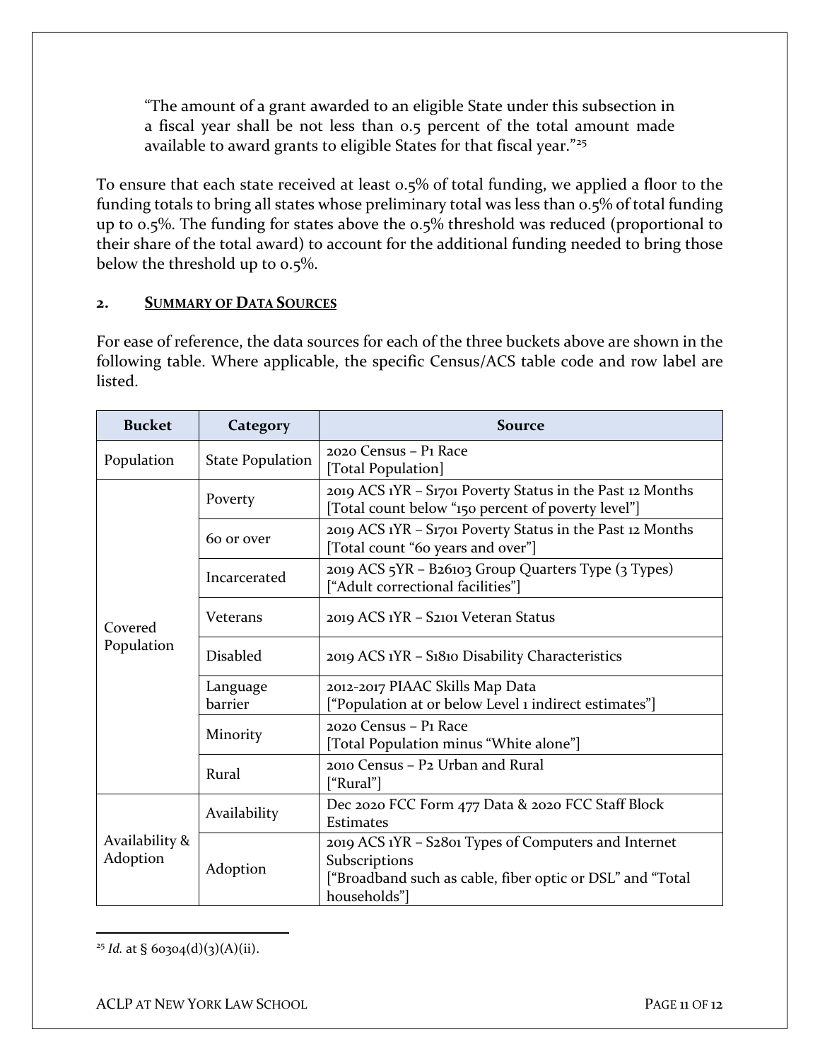> "The amount of a grant awarded to an eligible State under this subsection in a fiscal year shall be not less than 0.5 percent of the total amount made available to award grants to eligible States for that fiscal year."[25]

To ensure that each state received at least 0.5% of total funding, we applied a floor to the funding totals to bring all states whose preliminary total was less than 0.5% of total funding up to 0.5%. The funding for states above the 0.5% threshold was reduced (proportional to their share of the total award) to account for the additional funding needed to bring those below the threshold up to 0.5%.

## 2. SUMMARY OF DATA SOURCES

For ease of reference, the data sources for each of the three buckets above are shown in the following table. Where applicable, the specific Census/ACS table code and row label are listed.

| Bucket | Category | Source |
|---|---|---|
| Population | State Population | 2020 Census – P1 Race [Total Population] |
| Covered Population | Poverty | 2019 ACS 1YR – S1701 Poverty Status in the Past 12 Months [Total count below "150 percent of poverty level"] |
| | 60 or over | 2019 ACS 1YR – S1701 Poverty Status in the Past 12 Months [Total count "60 years and over"] |
| | Incarcerated | 2019 ACS 5YR – B26103 Group Quarters Type (3 Types) ["Adult correctional facilities"] |
| | Veterans | 2019 ACS 1YR – S2101 Veteran Status |
| | Disabled | 2019 ACS 1YR – S1810 Disability Characteristics |
| | Language barrier | 2012-2017 PIAAC Skills Map Data ["Population at or below Level 1 indirect estimates"] |
| | Minority | 2020 Census – P1 Race [Total Population minus "White alone"] |
| | Rural | 2010 Census – P2 Urban and Rural ["Rural"] |
| Availability & Adoption | Availability | Dec 2020 FCC Form 477 Data & 2020 FCC Staff Block Estimates |
| | Adoption | 2019 ACS 1YR – S2801 Types of Computers and Internet Subscriptions ["Broadband such as cable, fiber optic or DSL" and "Total households"] |

[25] *Id.* at § 60304(d)(3)(A)(ii).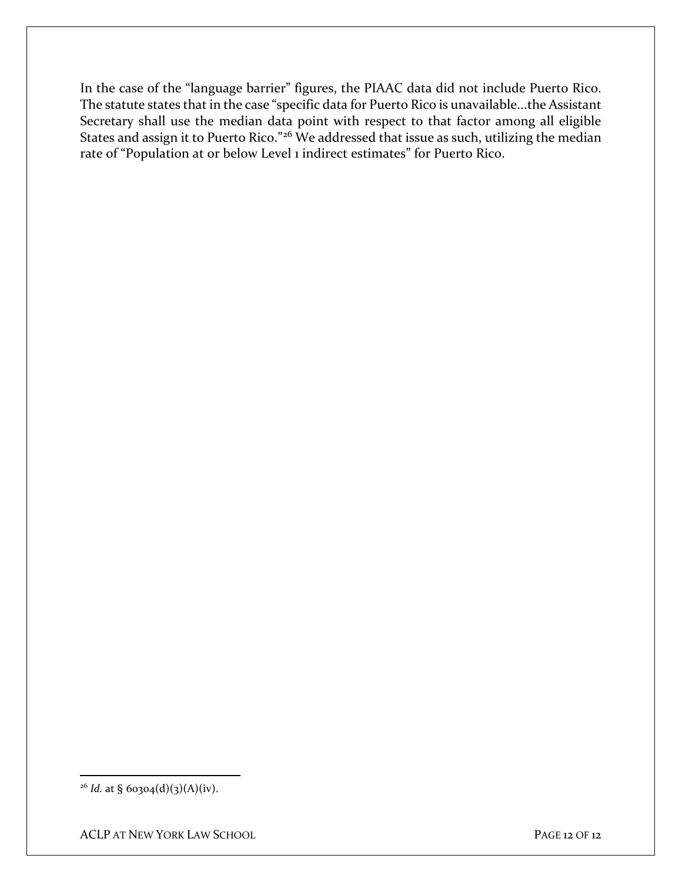In the case of the "language barrier" figures, the PIAAC data did not include Puerto Rico. The statute states that in the case "specific data for Puerto Rico is unavailable…the Assistant Secretary shall use the median data point with respect to that factor among all eligible States and assign it to Puerto Rico."[26] We addressed that issue as such, utilizing the median rate of "Population at or below Level 1 indirect estimates" for Puerto Rico.

---

[26] *Id.* at § 60304(d)(3)(A)(iv).